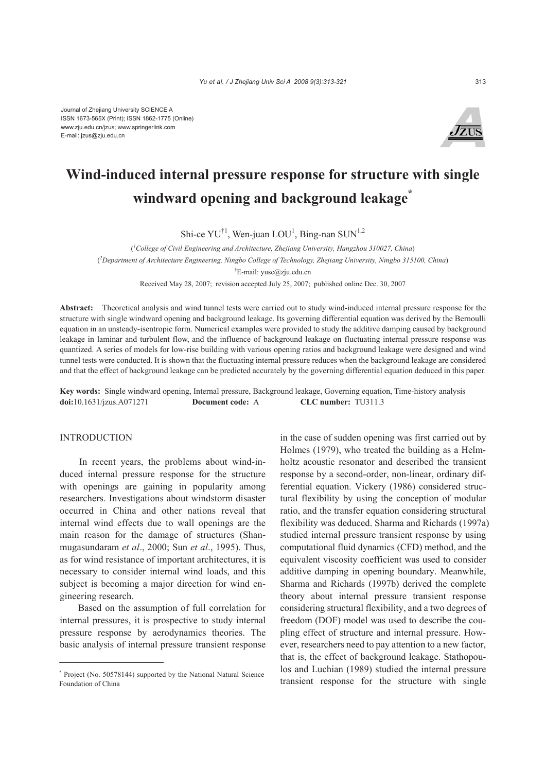Journal of Zhejiang University SCIENCE A
ISSN 1673-565X (Print); ISSN 1862-1775 (Online)
www.zju.edu.cn/jzus; www.springerlink.com
E-mail: jzus@zju.edu.cn

# Wind-induced internal pressure response for structure with single windward opening and background leakage*

Shi-ce YU[†1], Wen-juan LOU[1], Bing-nan SUN[1,2]

([1]College of Civil Engineering and Architecture, Zhejiang University, Hangzhou 310027, China)

([2]Department of Architecture Engineering, Ningbo College of Technology, Zhejiang University, Ningbo 315100, China)

[†]E-mail: yusc@zju.edu.cn

Received May 28, 2007; revision accepted July 25, 2007; published online Dec. 30, 2007

**Abstract:** Theoretical analysis and wind tunnel tests were carried out to study wind-induced internal pressure response for the structure with single windward opening and background leakage. Its governing differential equation was derived by the Bernoulli equation in an unsteady-isentropic form. Numerical examples were provided to study the additive damping caused by background leakage in laminar and turbulent flow, and the influence of background leakage on fluctuating internal pressure response was quantized. A series of models for low-rise building with various opening ratios and background leakage were designed and wind tunnel tests were conducted. It is shown that the fluctuating internal pressure reduces when the background leakage are considered and that the effect of background leakage can be predicted accurately by the governing differential equation deduced in this paper.

**Key words:** Single windward opening, Internal pressure, Background leakage, Governing equation, Time-history analysis
**doi:**10.1631/jzus.A071271 **Document code:** A **CLC number:** TU311.3

## INTRODUCTION

In recent years, the problems about wind-induced internal pressure response for the structure with openings are gaining in popularity among researchers. Investigations about windstorm disaster occurred in China and other nations reveal that internal wind effects due to wall openings are the main reason for the damage of structures (Shanmugasundaram *et al*., 2000; Sun *et al*., 1995). Thus, as for wind resistance of important architectures, it is necessary to consider internal wind loads, and this subject is becoming a major direction for wind engineering research.

Based on the assumption of full correlation for internal pressures, it is prospective to study internal pressure response by aerodynamics theories. The basic analysis of internal pressure transient response in the case of sudden opening was first carried out by Holmes (1979), who treated the building as a Helmholtz acoustic resonator and described the transient response by a second-order, non-linear, ordinary differential equation. Vickery (1986) considered structural flexibility by using the conception of modular ratio, and the transfer equation considering structural flexibility was deduced. Sharma and Richards (1997a) studied internal pressure transient response by using computational fluid dynamics (CFD) method, and the equivalent viscosity coefficient was used to consider additive damping in opening boundary. Meanwhile, Sharma and Richards (1997b) derived the complete theory about internal pressure transient response considering structural flexibility, and a two degrees of freedom (DOF) model was used to describe the coupling effect of structure and internal pressure. However, researchers need to pay attention to a new factor, that is, the effect of background leakage. Stathopoulos and Luchian (1989) studied the internal pressure transient response for the structure with single

* Project (No. 50578144) supported by the National Natural Science Foundation of China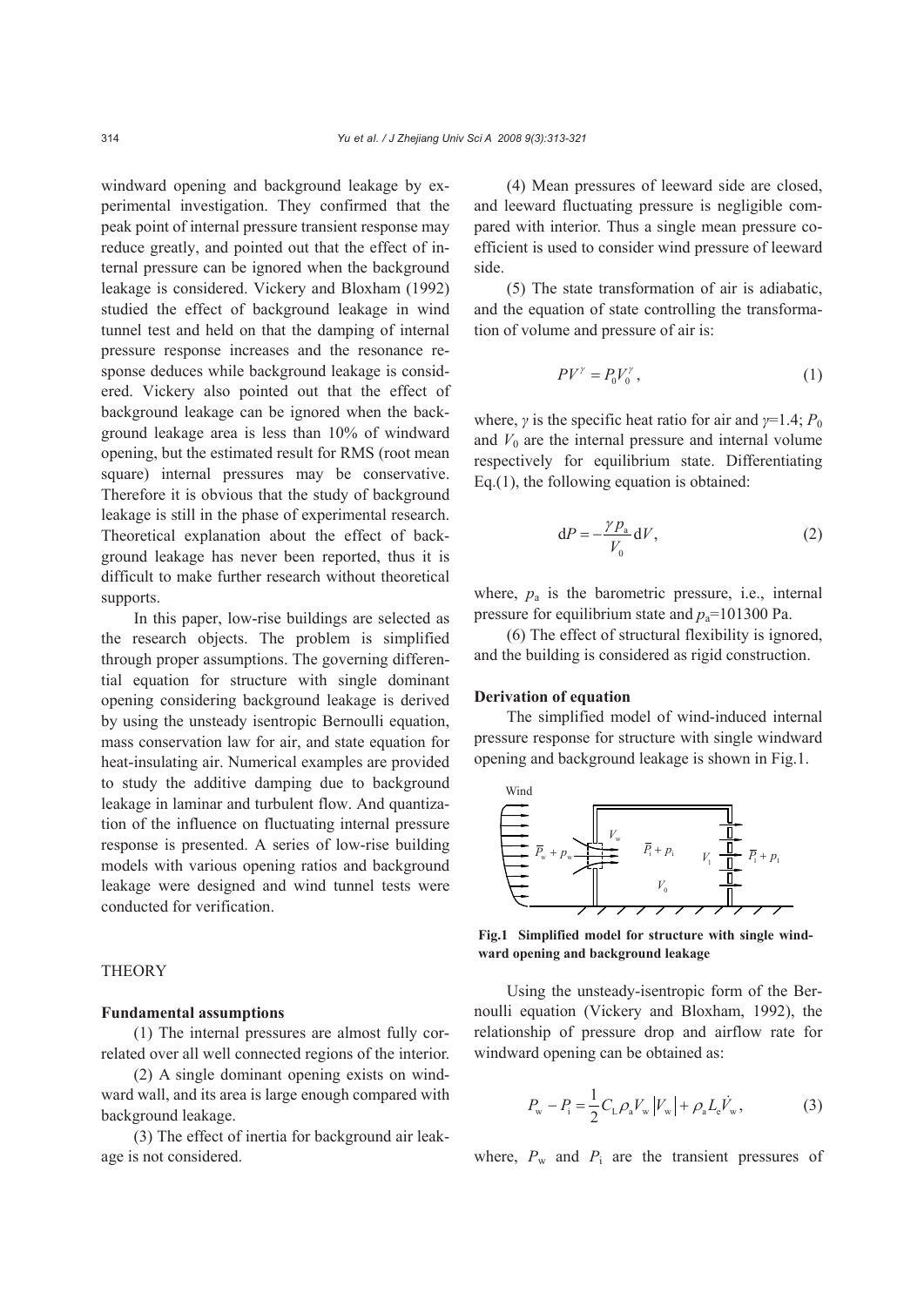windward opening and background leakage by experimental investigation. They confirmed that the peak point of internal pressure transient response may reduce greatly, and pointed out that the effect of internal pressure can be ignored when the background leakage is considered. Vickery and Bloxham (1992) studied the effect of background leakage in wind tunnel test and held on that the damping of internal pressure response increases and the resonance response deduces while background leakage is considered. Vickery also pointed out that the effect of background leakage can be ignored when the background leakage area is less than 10% of windward opening, but the estimated result for RMS (root mean square) internal pressures may be conservative. Therefore it is obvious that the study of background leakage is still in the phase of experimental research. Theoretical explanation about the effect of background leakage has never been reported, thus it is difficult to make further research without theoretical supports.

In this paper, low-rise buildings are selected as the research objects. The problem is simplified through proper assumptions. The governing differential equation for structure with single dominant opening considering background leakage is derived by using the unsteady isentropic Bernoulli equation, mass conservation law for air, and state equation for heat-insulating air. Numerical examples are provided to study the additive damping due to background leakage in laminar and turbulent flow. And quantization of the influence on fluctuating internal pressure response is presented. A series of low-rise building models with various opening ratios and background leakage were designed and wind tunnel tests were conducted for verification.

## THEORY

### Fundamental assumptions

(1) The internal pressures are almost fully correlated over all well connected regions of the interior.

(2) A single dominant opening exists on windward wall, and its area is large enough compared with background leakage.

(3) The effect of inertia for background air leakage is not considered.

(4) Mean pressures of leeward side are closed, and leeward fluctuating pressure is negligible compared with interior. Thus a single mean pressure coefficient is used to consider wind pressure of leeward side.

(5) The state transformation of air is adiabatic, and the equation of state controlling the transformation of volume and pressure of air is:

$$PV^{\gamma} = P_0 V_0^{\gamma}, \tag{1}$$

where, $\gamma$ is the specific heat ratio for air and $\gamma$=1.4; $P_0$ and $V_0$ are the internal pressure and internal volume respectively for equilibrium state. Differentiating Eq.(1), the following equation is obtained:

$$\mathrm{d}P = -\frac{\gamma p_{\mathrm{a}}}{V_0}\mathrm{d}V, \tag{2}$$

where, $p_{\mathrm{a}}$ is the barometric pressure, i.e., internal pressure for equilibrium state and $p_{\mathrm{a}}$=101300 Pa.

(6) The effect of structural flexibility is ignored, and the building is considered as rigid construction.

### Derivation of equation

The simplified model of wind-induced internal pressure response for structure with single windward opening and background leakage is shown in Fig.1.

**Fig.1 Simplified model for structure with single windward opening and background leakage**

Using the unsteady-isentropic form of the Bernoulli equation (Vickery and Bloxham, 1992), the relationship of pressure drop and airflow rate for windward opening can be obtained as:

$$P_{\mathrm{w}} - P_{\mathrm{i}} = \frac{1}{2}C_{\mathrm{L}}\rho_{\mathrm{a}}V_{\mathrm{w}}\left|V_{\mathrm{w}}\right| + \rho_{\mathrm{a}}L_{\mathrm{e}}\dot{V}_{\mathrm{w}}, \tag{3}$$

where, $P_{\mathrm{w}}$ and $P_{\mathrm{i}}$ are the transient pressures of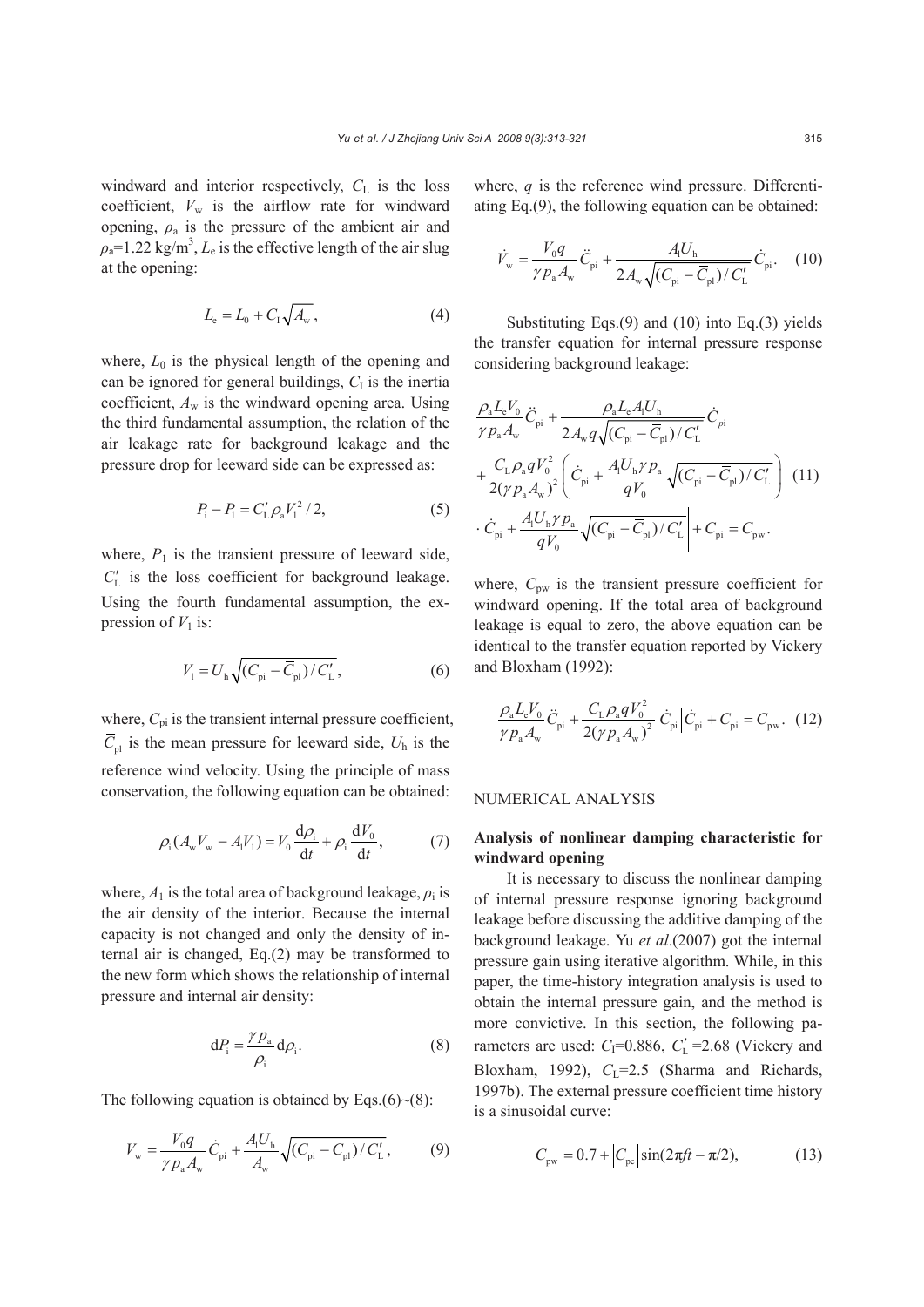windward and interior respectively, $C_L$ is the loss coefficient, $V_w$ is the airflow rate for windward opening, $\rho_a$ is the pressure of the ambient air and $\rho_a$=1.22 kg/m$^3$, $L_e$ is the effective length of the air slug at the opening:

$$L_e = L_0 + C_I\sqrt{A_w}, \tag{4}$$

where, $L_0$ is the physical length of the opening and can be ignored for general buildings, $C_I$ is the inertia coefficient, $A_w$ is the windward opening area. Using the third fundamental assumption, the relation of the air leakage rate for background leakage and the pressure drop for leeward side can be expressed as:

$$P_i - P_l = C_L' \rho_a V_l^2 / 2, \tag{5}$$

where, $P_l$ is the transient pressure of leeward side, $C_L'$ is the loss coefficient for background leakage. Using the fourth fundamental assumption, the expression of $V_l$ is:

$$V_l = U_h \sqrt{(C_{pi} - \overline{C}_{pl})/C_L'}, \tag{6}$$

where, $C_{pi}$ is the transient internal pressure coefficient, $\overline{C}_{pl}$ is the mean pressure for leeward side, $U_h$ is the reference wind velocity. Using the principle of mass conservation, the following equation can be obtained:

$$\rho_i(A_w V_w - A_l V_l) = V_0 \frac{d\rho_i}{dt} + \rho_i \frac{dV_0}{dt}, \tag{7}$$

where, $A_l$ is the total area of background leakage, $\rho_i$ is the air density of the interior. Because the internal capacity is not changed and only the density of internal air is changed, Eq.(2) may be transformed to the new form which shows the relationship of internal pressure and internal air density:

$$dP_i = \frac{\gamma p_a}{\rho_i} d\rho_i. \tag{8}$$

The following equation is obtained by Eqs.(6)~(8):

$$V_w = \frac{V_0 q}{\gamma p_a A_w} \dot{C}_{pi} + \frac{A_l U_h}{A_w} \sqrt{(C_{pi} - \overline{C}_{pl})/C_L'}, \tag{9}$$

where, $q$ is the reference wind pressure. Differentiating Eq.(9), the following equation can be obtained:

$$\dot{V}_w = \frac{V_0 q}{\gamma p_a A_w} \ddot{C}_{pi} + \frac{A_l U_h}{2A_w \sqrt{(C_{pi} - \overline{C}_{pl})/C_L'}} \dot{C}_{pi}. \tag{10}$$

Substituting Eqs.(9) and (10) into Eq.(3) yields the transfer equation for internal pressure response considering background leakage:

$$\begin{aligned} &\frac{\rho_a L_e V_0}{\gamma p_a A_w} \ddot{C}_{pi} + \frac{\rho_a L_e A_l U_h}{2A_w q \sqrt{(C_{pi} - \overline{C}_{pl})/C_L'}} \dot{C}_{pi} \\ &+ \frac{C_L \rho_a q V_0^2}{2(\gamma p_a A_w)^2} \left( \dot{C}_{pi} + \frac{A_l U_h \gamma p_a}{q V_0} \sqrt{(C_{pi} - \overline{C}_{pl})/C_L'} \right) \\ &\cdot \left| \dot{C}_{pi} + \frac{A_l U_h \gamma p_a}{q V_0} \sqrt{(C_{pi} - \overline{C}_{pl})/C_L'} \right| + C_{pi} = C_{pw}. \end{aligned} \tag{11}$$

where, $C_{pw}$ is the transient pressure coefficient for windward opening. If the total area of background leakage is equal to zero, the above equation can be identical to the transfer equation reported by Vickery and Bloxham (1992):

$$\frac{\rho_a L_e V_0}{\gamma p_a A_w} \ddot{C}_{pi} + \frac{C_L \rho_a q V_0^2}{2(\gamma p_a A_w)^2} \left| \dot{C}_{pi} \right| \dot{C}_{pi} + C_{pi} = C_{pw}. \tag{12}$$

## NUMERICAL ANALYSIS

### Analysis of nonlinear damping characteristic for windward opening

It is necessary to discuss the nonlinear damping of internal pressure response ignoring background leakage before discussing the additive damping of the background leakage. Yu *et al*.(2007) got the internal pressure gain using iterative algorithm. While, in this paper, the time-history integration analysis is used to obtain the internal pressure gain, and the method is more convictive. In this section, the following parameters are used: $C_I$=0.886, $C_L'$=2.68 (Vickery and Bloxham, 1992), $C_L$=2.5 (Sharma and Richards, 1997b). The external pressure coefficient time history is a sinusoidal curve:

$$C_{pw} = 0.7 + \left| C_{pe} \right| \sin(2\pi f t - \pi/2), \tag{13}$$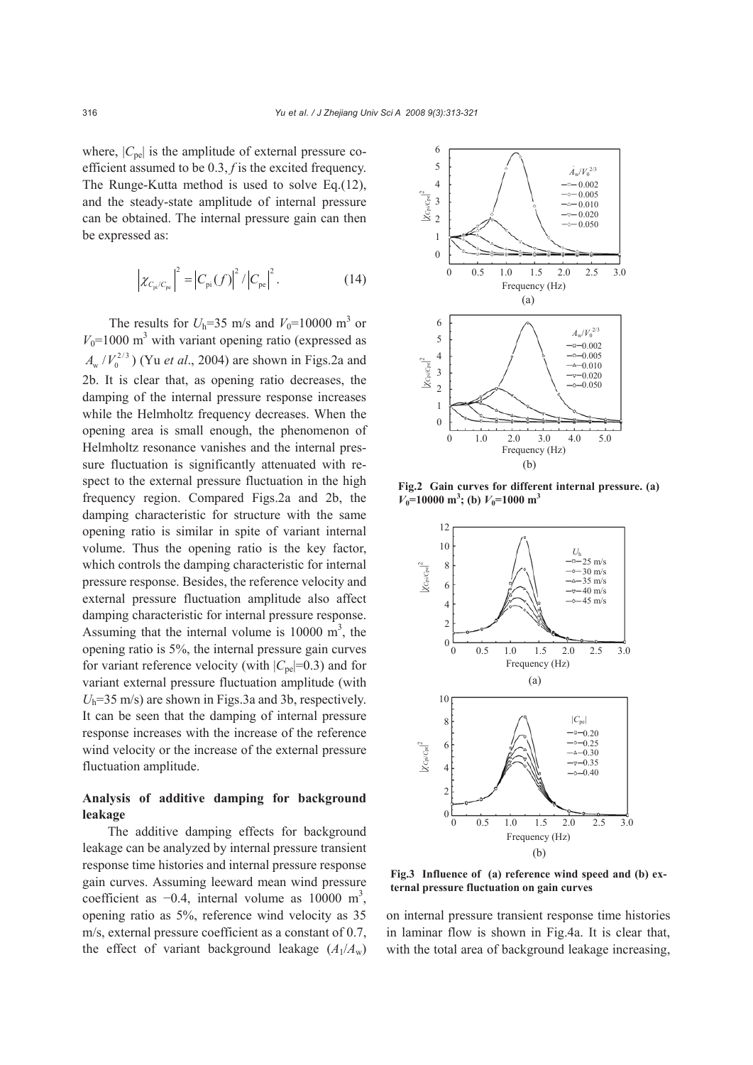where, $|C_{pe}|$ is the amplitude of external pressure coefficient assumed to be 0.3, $f$ is the excited frequency. The Runge-Kutta method is used to solve Eq.(12), and the steady-state amplitude of internal pressure can be obtained. The internal pressure gain can then be expressed as:

$$\left|\chi_{C_{pi}/C_{pe}}\right|^2 = \left|C_{pi}(f)\right|^2 / \left|C_{pe}\right|^2. \tag{14}$$

The results for $U_h$=35 m/s and $V_0$=10000 m$^3$ or $V_0$=1000 m$^3$ with variant opening ratio (expressed as $A_w/V_0^{2/3}$) (Yu *et al*., 2004) are shown in Figs.2a and 2b. It is clear that, as opening ratio decreases, the damping of the internal pressure response increases while the Helmholtz frequency decreases. When the opening area is small enough, the phenomenon of Helmholtz resonance vanishes and the internal pressure fluctuation is significantly attenuated with respect to the external pressure fluctuation in the high frequency region. Compared Figs.2a and 2b, the damping characteristic for structure with the same opening ratio is similar in spite of variant internal volume. Thus the opening ratio is the key factor, which controls the damping characteristic for internal pressure response. Besides, the reference velocity and external pressure fluctuation amplitude also affect damping characteristic for internal pressure response. Assuming that the internal volume is 10000 m$^3$, the opening ratio is 5%, the internal pressure gain curves for variant reference velocity (with $|C_{pe}|$=0.3) and for variant external pressure fluctuation amplitude (with $U_h$=35 m/s) are shown in Figs.3a and 3b, respectively. It can be seen that the damping of internal pressure response increases with the increase of the reference wind velocity or the increase of the external pressure fluctuation amplitude.

**Fig.2 Gain curves for different internal pressure. (a) $V_0$=10000 m$^3$; (b) $V_0$=1000 m$^3$**

**Fig.3 Influence of (a) reference wind speed and (b) external pressure fluctuation on gain curves**

## Analysis of additive damping for background leakage

The additive damping effects for background leakage can be analyzed by internal pressure transient response time histories and internal pressure response gain curves. Assuming leeward mean wind pressure coefficient as −0.4, internal volume as 10000 m$^3$, opening ratio as 5%, reference wind velocity as 35 m/s, external pressure coefficient as a constant of 0.7, the effect of variant background leakage ($A_1/A_w$) on internal pressure transient response time histories in laminar flow is shown in Fig.4a. It is clear that, with the total area of background leakage increasing,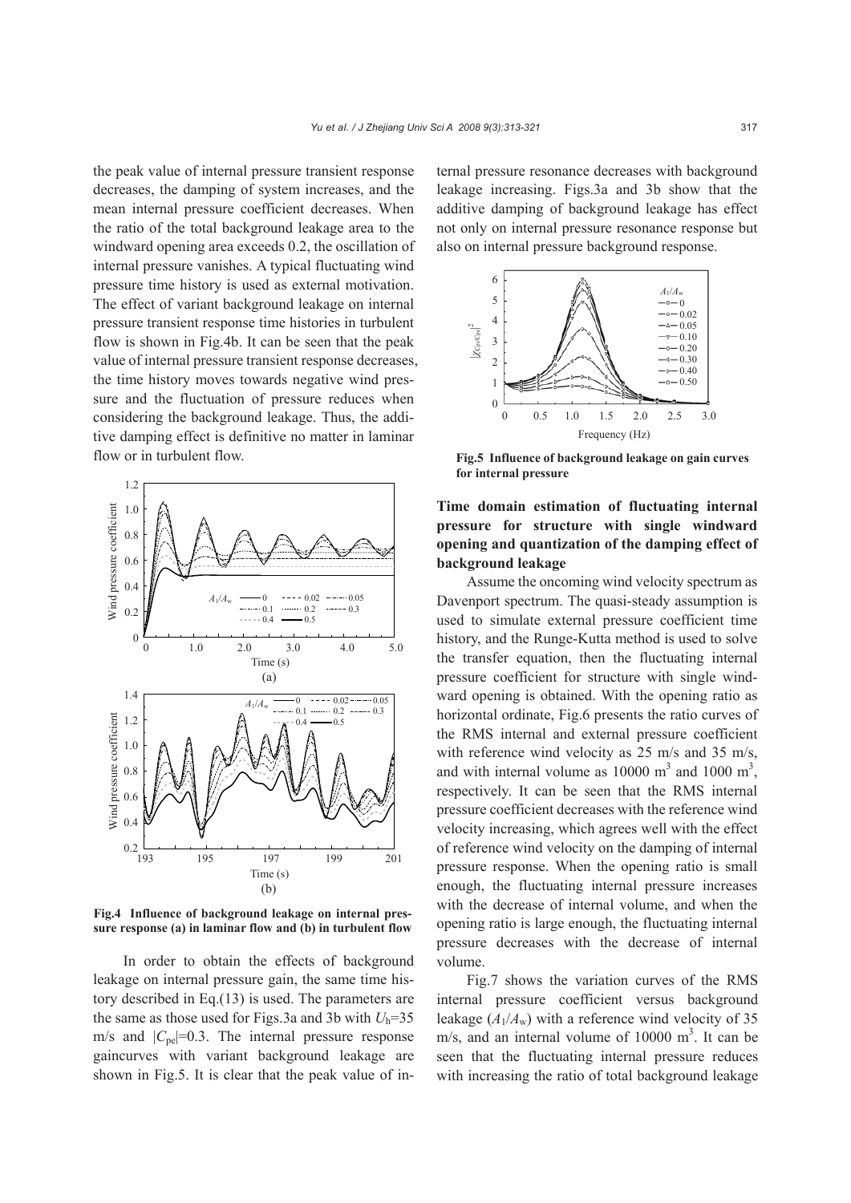the peak value of internal pressure transient response decreases, the damping of system increases, and the mean internal pressure coefficient decreases. When the ratio of the total background leakage area to the windward opening area exceeds 0.2, the oscillation of internal pressure vanishes. A typical fluctuating wind pressure time history is used as external motivation. The effect of variant background leakage on internal pressure transient response time histories in turbulent flow is shown in Fig.4b. It can be seen that the peak value of internal pressure transient response decreases, the time history moves towards negative wind pressure and the fluctuation of pressure reduces when considering the background leakage. Thus, the additive damping effect is definitive no matter in laminar flow or in turbulent flow.

**Fig.4 Influence of background leakage on internal pressure response (a) in laminar flow and (b) in turbulent flow**

In order to obtain the effects of background leakage on internal pressure gain, the same time history described in Eq.(13) is used. The parameters are the same as those used for Figs.3a and 3b with $U_h$=35 m/s and $|C_{pe}|$=0.3. The internal pressure response gaincurves with variant background leakage are shown in Fig.5. It is clear that the peak value of internal pressure resonance decreases with background leakage increasing. Figs.3a and 3b show that the additive damping of background leakage has effect not only on internal pressure resonance response but also on internal pressure background response.

**Fig.5 Influence of background leakage on gain curves for internal pressure**

**Time domain estimation of fluctuating internal pressure for structure with single windward opening and quantization of the damping effect of background leakage**

Assume the oncoming wind velocity spectrum as Davenport spectrum. The quasi-steady assumption is used to simulate external pressure coefficient time history, and the Runge-Kutta method is used to solve the transfer equation, then the fluctuating internal pressure coefficient for structure with single windward opening is obtained. With the opening ratio as horizontal ordinate, Fig.6 presents the ratio curves of the RMS internal and external pressure coefficient with reference wind velocity as 25 m/s and 35 m/s, and with internal volume as 10000 m$^3$ and 1000 m$^3$, respectively. It can be seen that the RMS internal pressure coefficient decreases with the reference wind velocity increasing, which agrees well with the effect of reference wind velocity on the damping of internal pressure response. When the opening ratio is small enough, the fluctuating internal pressure increases with the decrease of internal volume, and when the opening ratio is large enough, the fluctuating internal pressure decreases with the decrease of internal volume.

Fig.7 shows the variation curves of the RMS internal pressure coefficient versus background leakage ($A_1/A_w$) with a reference wind velocity of 35 m/s, and an internal volume of 10000 m$^3$. It can be seen that the fluctuating internal pressure reduces with increasing the ratio of total background leakage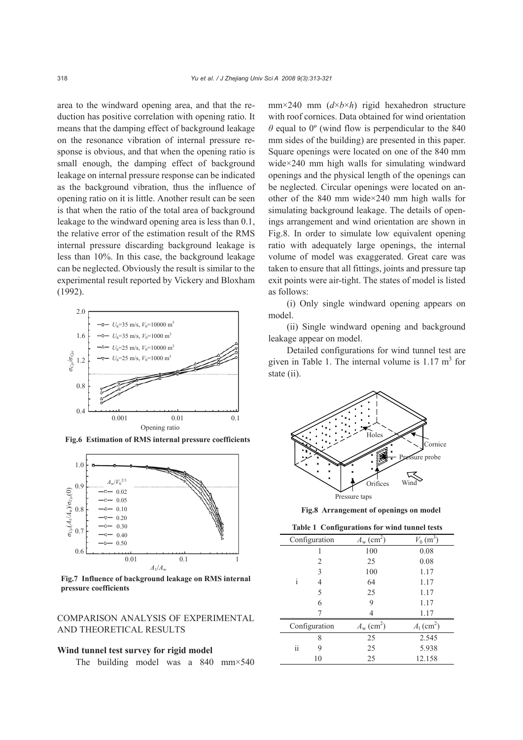area to the windward opening area, and that the reduction has positive correlation with opening ratio. It means that the damping effect of background leakage on the resonance vibration of internal pressure response is obvious, and that when the opening ratio is small enough, the damping effect of background leakage on internal pressure response can be indicated as the background vibration, thus the influence of opening ratio on it is little. Another result can be seen is that when the ratio of the total area of background leakage to the windward opening area is less than 0.1, the relative error of the estimation result of the RMS internal pressure discarding background leakage is less than 10%. In this case, the background leakage can be neglected. Obviously the result is similar to the experimental result reported by Vickery and Bloxham (1992).

**Fig.6 Estimation of RMS internal pressure coefficients**

**Fig.7 Influence of background leakage on RMS internal pressure coefficients**

## COMPARISON ANALYSIS OF EXPERIMENTAL AND THEORETICAL RESULTS

### Wind tunnel test survey for rigid model

The building model was a 840 mm×540 mm×240 mm ($d$×$b$×$h$) rigid hexahedron structure with roof cornices. Data obtained for wind orientation $\theta$ equal to 0° (wind flow is perpendicular to the 840 mm sides of the building) are presented in this paper. Square openings were located on one of the 840 mm wide×240 mm high walls for simulating windward openings and the physical length of the openings can be neglected. Circular openings were located on another of the 840 mm wide×240 mm high walls for simulating background leakage. The details of openings arrangement and wind orientation are shown in Fig.8. In order to simulate low equivalent opening ratio with adequately large openings, the internal volume of model was exaggerated. Great care was taken to ensure that all fittings, joints and pressure tap exit points were air-tight. The states of model is listed as follows:

(i) Only single windward opening appears on model.

(ii) Single windward opening and background leakage appear on model.

Detailed configurations for wind tunnel test are given in Table 1. The internal volume is 1.17 m$^3$ for state (ii).

**Fig.8 Arrangement of openings on model**

**Table 1 Configurations for wind tunnel tests**

| Configuration | | $A_w$ (cm$^2$) | $V_0$ (m$^3$) |
|---|---|---|---|
| i | 1 | 100 | 0.08 |
| | 2 | 25 | 0.08 |
| | 3 | 100 | 1.17 |
| | 4 | 64 | 1.17 |
| | 5 | 25 | 1.17 |
| | 6 | 9 | 1.17 |
| | 7 | 4 | 1.17 |
| **Configuration** | | **$A_w$ (cm$^2$)** | **$A_l$ (cm$^2$)** |
| ii | 8 | 25 | 2.545 |
| | 9 | 25 | 5.938 |
| | 10 | 25 | 12.158 |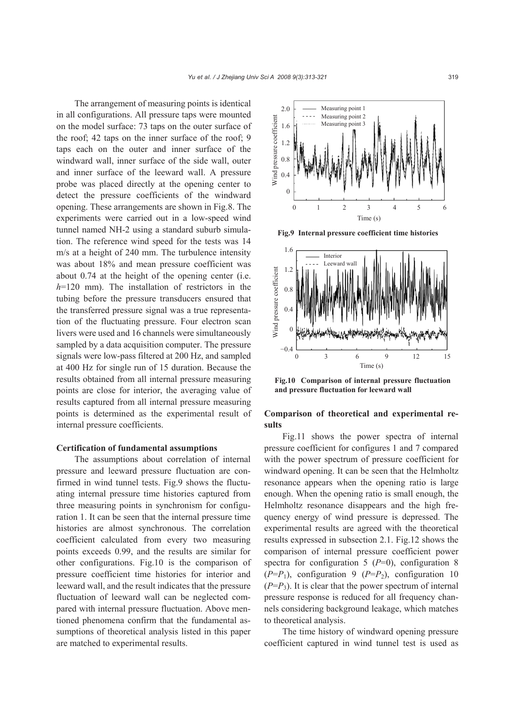The arrangement of measuring points is identical in all configurations. All pressure taps were mounted on the model surface: 73 taps on the outer surface of the roof; 42 taps on the inner surface of the roof; 9 taps each on the outer and inner surface of the windward wall, inner surface of the side wall, outer and inner surface of the leeward wall. A pressure probe was placed directly at the opening center to detect the pressure coefficients of the windward opening. These arrangements are shown in Fig.8. The experiments were carried out in a low-speed wind tunnel named NH-2 using a standard suburb simulation. The reference wind speed for the tests was 14 m/s at a height of 240 mm. The turbulence intensity was about 18% and mean pressure coefficient was about 0.74 at the height of the opening center (i.e. $h$=120 mm). The installation of restrictors in the tubing before the pressure transducers ensured that the transferred pressure signal was a true representation of the fluctuating pressure. Four electron scan livers were used and 16 channels were simultaneously sampled by a data acquisition computer. The pressure signals were low-pass filtered at 200 Hz, and sampled at 400 Hz for single run of 15 duration. Because the results obtained from all internal pressure measuring points are close for interior, the averaging value of results captured from all internal pressure measuring points is determined as the experimental result of internal pressure coefficients.

### Certification of fundamental assumptions

The assumptions about correlation of internal pressure and leeward pressure fluctuation are confirmed in wind tunnel tests. Fig.9 shows the fluctuating internal pressure time histories captured from three measuring points in synchronism for configuration 1. It can be seen that the internal pressure time histories are almost synchronous. The correlation coefficient calculated from every two measuring points exceeds 0.99, and the results are similar for other configurations. Fig.10 is the comparison of pressure coefficient time histories for interior and leeward wall, and the result indicates that the pressure fluctuation of leeward wall can be neglected compared with internal pressure fluctuation. Above mentioned phenomena confirm that the fundamental assumptions of theoretical analysis listed in this paper are matched to experimental results.

**Fig.9 Internal pressure coefficient time histories**

**Fig.10 Comparison of internal pressure fluctuation and pressure fluctuation for leeward wall**

### Comparison of theoretical and experimental results

Fig.11 shows the power spectra of internal pressure coefficient for configures 1 and 7 compared with the power spectrum of pressure coefficient for windward opening. It can be seen that the Helmholtz resonance appears when the opening ratio is large enough. When the opening ratio is small enough, the Helmholtz resonance disappears and the high frequency energy of wind pressure is depressed. The experimental results are agreed with the theoretical results expressed in subsection 2.1. Fig.12 shows the comparison of internal pressure coefficient power spectra for configuration 5 ($P$=0), configuration 8 ($P$=$P_1$), configuration 9 ($P$=$P_2$), configuration 10 ($P$=$P_3$). It is clear that the power spectrum of internal pressure response is reduced for all frequency channels considering background leakage, which matches to theoretical analysis.

The time history of windward opening pressure coefficient captured in wind tunnel test is used as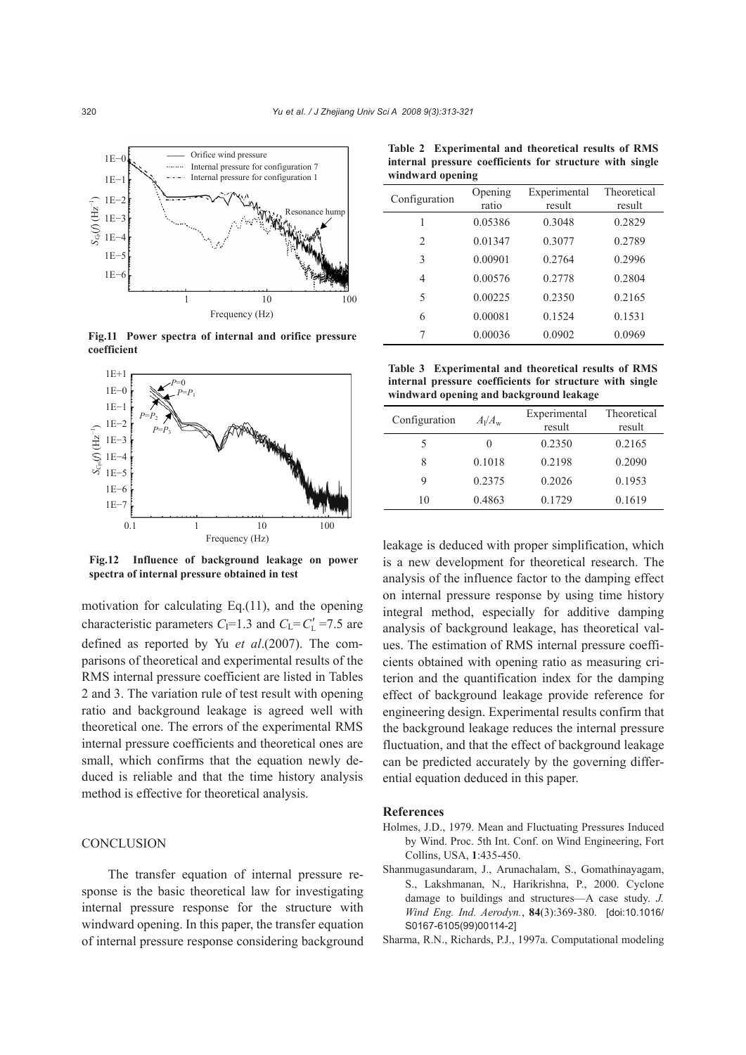**Fig.11 Power spectra of internal and orifice pressure coefficient**

**Fig.12 Influence of background leakage on power spectra of internal pressure obtained in test**

motivation for calculating Eq.(11), and the opening characteristic parameters $C_I$=1.3 and $C_L$=$C'_L$=7.5 are defined as reported by Yu *et al*.(2007). The comparisons of theoretical and experimental results of the RMS internal pressure coefficient are listed in Tables 2 and 3. The variation rule of test result with opening ratio and background leakage is agreed well with theoretical one. The errors of the experimental RMS internal pressure coefficients and theoretical ones are small, which confirms that the equation newly deduced is reliable and that the time history analysis method is effective for theoretical analysis.

**Table 2 Experimental and theoretical results of RMS internal pressure coefficients for structure with single windward opening**

| Configuration | Opening ratio | Experimental result | Theoretical result |
|---|---|---|---|
| 1 | 0.05386 | 0.3048 | 0.2829 |
| 2 | 0.01347 | 0.3077 | 0.2789 |
| 3 | 0.00901 | 0.2764 | 0.2996 |
| 4 | 0.00576 | 0.2778 | 0.2804 |
| 5 | 0.00225 | 0.2350 | 0.2165 |
| 6 | 0.00081 | 0.1524 | 0.1531 |
| 7 | 0.00036 | 0.0902 | 0.0969 |

**Table 3 Experimental and theoretical results of RMS internal pressure coefficients for structure with single windward opening and background leakage**

| Configuration | $A_l/A_w$ | Experimental result | Theoretical result |
|---|---|---|---|
| 5 | 0 | 0.2350 | 0.2165 |
| 8 | 0.1018 | 0.2198 | 0.2090 |
| 9 | 0.2375 | 0.2026 | 0.1953 |
| 10 | 0.4863 | 0.1729 | 0.1619 |

## CONCLUSION

The transfer equation of internal pressure response is the basic theoretical law for investigating internal pressure response for the structure with windward opening. In this paper, the transfer equation of internal pressure response considering background leakage is deduced with proper simplification, which is a new development for theoretical research. The analysis of the influence factor to the damping effect on internal pressure response by using time history integral method, especially for additive damping analysis of background leakage, has theoretical values. The estimation of RMS internal pressure coefficients obtained with opening ratio as measuring criterion and the quantification index for the damping effect of background leakage provide reference for engineering design. Experimental results confirm that the background leakage reduces the internal pressure fluctuation, and that the effect of background leakage can be predicted accurately by the governing differential equation deduced in this paper.

## References

Holmes, J.D., 1979. Mean and Fluctuating Pressures Induced by Wind. Proc. 5th Int. Conf. on Wind Engineering, Fort Collins, USA, **1**:435-450.

Shanmugasundaram, J., Arunachalam, S., Gomathinayagam, S., Lakshmanan, N., Harikrishna, P., 2000. Cyclone damage to buildings and structures—A case study. *J. Wind Eng. Ind. Aerodyn.*, **84**(3):369-380. [doi:10.1016/S0167-6105(99)00114-2]

Sharma, R.N., Richards, P.J., 1997a. Computational modeling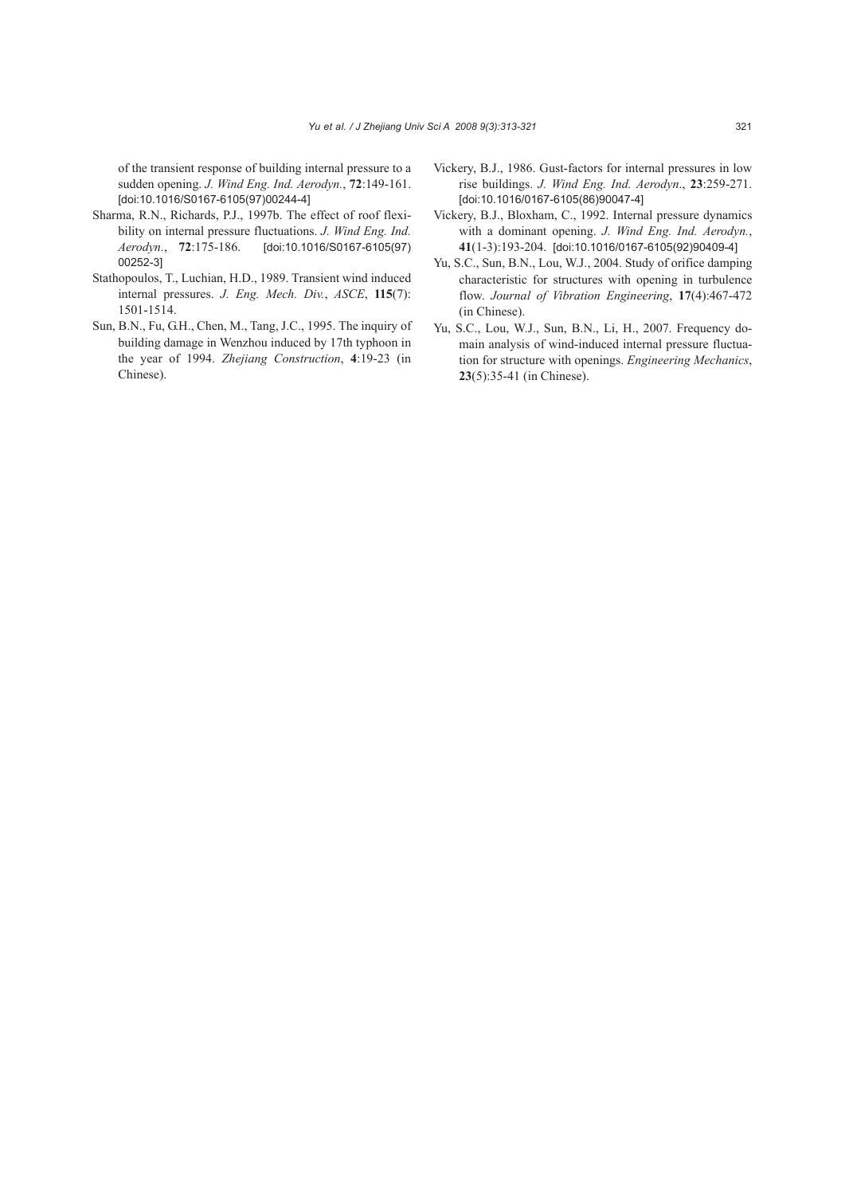of the transient response of building internal pressure to a sudden opening. *J. Wind Eng. Ind. Aerodyn.*, **72**:149-161. [doi:10.1016/S0167-6105(97)00244-4]

Sharma, R.N., Richards, P.J., 1997b. The effect of roof flexibility on internal pressure fluctuations. *J. Wind Eng. Ind. Aerodyn.*, **72**:175-186. [doi:10.1016/S0167-6105(97)00252-3]

Stathopoulos, T., Luchian, H.D., 1989. Transient wind induced internal pressures. *J. Eng. Mech. Div., ASCE*, **115**(7): 1501-1514.

Sun, B.N., Fu, G.H., Chen, M., Tang, J.C., 1995. The inquiry of building damage in Wenzhou induced by 17th typhoon in the year of 1994. *Zhejiang Construction*, **4**:19-23 (in Chinese).

Vickery, B.J., 1986. Gust-factors for internal pressures in low rise buildings. *J. Wind Eng. Ind. Aerodyn*., **23**:259-271. [doi:10.1016/0167-6105(86)90047-4]

Vickery, B.J., Bloxham, C., 1992. Internal pressure dynamics with a dominant opening. *J. Wind Eng. Ind. Aerodyn.*, **41**(1-3):193-204. [doi:10.1016/0167-6105(92)90409-4]

Yu, S.C., Sun, B.N., Lou, W.J., 2004. Study of orifice damping characteristic for structures with opening in turbulence flow. *Journal of Vibration Engineering*, **17**(4):467-472 (in Chinese).

Yu, S.C., Lou, W.J., Sun, B.N., Li, H., 2007. Frequency domain analysis of wind-induced internal pressure fluctuation for structure with openings. *Engineering Mechanics*, **23**(5):35-41 (in Chinese).